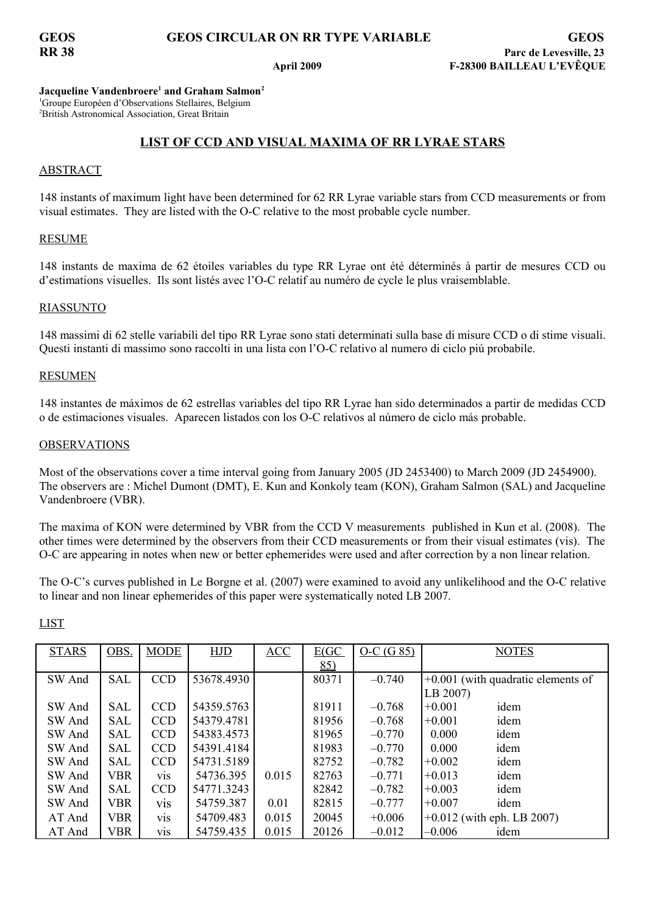**GEOS RR 38** — **GEOS CIRCULAR ON RR TYPE VARIABLE** — **GEOS, Parc de Levesville, 23, F-28300 BAILLEAU L'EVÊQUE**

**April 2009**

**Jacqueline Vandenbroere[1] and Graham Salmon[2]**

[1]Groupe Européen d'Observations Stellaires, Belgium
[2]British Astronomical Association, Great Britain

## LIST OF CCD AND VISUAL MAXIMA OF RR LYRAE STARS

### ABSTRACT

148 instants of maximum light have been determined for 62 RR Lyrae variable stars from CCD measurements or from visual estimates. They are listed with the O-C relative to the most probable cycle number.

### RESUME

148 instants de maxima de 62 étoiles variables du type RR Lyrae ont été déterminés à partir de mesures CCD ou d'estimations visuelles. Ils sont listés avec l'O-C relatif au numéro de cycle le plus vraisemblable.

### RIASSUNTO

148 massimi di 62 stelle variabili del tipo RR Lyrae sono stati determinati sulla base di misure CCD o di stime visuali. Questi instanti di massimo sono raccolti in una lista con l'O-C relativo al numero di ciclo piú probabile.

### RESUMEN

148 instantes de máximos de 62 estrellas variables del tipo RR Lyrae han sido determinados a partir de medidas CCD o de estimaciones visuales. Aparecen listados con los O-C relativos al número de ciclo más probable.

### OBSERVATIONS

Most of the observations cover a time interval going from January 2005 (JD 2453400) to March 2009 (JD 2454900). The observers are : Michel Dumont (DMT), E. Kun and Konkoly team (KON), Graham Salmon (SAL) and Jacqueline Vandenbroere (VBR).

The maxima of KON were determined by VBR from the CCD V measurements published in Kun et al. (2008). The other times were determined by the observers from their CCD measurements or from their visual estimates (vis). The O-C are appearing in notes when new or better ephemerides were used and after correction by a non linear relation.

The O-C's curves published in Le Borgne et al. (2007) were examined to avoid any unlikelihood and the O-C relative to linear and non linear ephemerides of this paper were systematically noted LB 2007.

### LIST

| STARS | OBS. | MODE | HJD | ACC | E(GC 85) | O-C (G 85) | NOTES |
|---|---|---|---|---|---|---|---|
| SW And | SAL | CCD | 53678.4930 | | 80371 | –0.740 | +0.001 (with quadratic elements of LB 2007) |
| SW And | SAL | CCD | 54359.5763 | | 81911 | –0.768 | +0.001 idem |
| SW And | SAL | CCD | 54379.4781 | | 81956 | –0.768 | +0.001 idem |
| SW And | SAL | CCD | 54383.4573 | | 81965 | –0.770 | 0.000 idem |
| SW And | SAL | CCD | 54391.4184 | | 81983 | –0.770 | 0.000 idem |
| SW And | SAL | CCD | 54731.5189 | | 82752 | –0.782 | +0.002 idem |
| SW And | VBR | vis | 54736.395 | 0.015 | 82763 | –0.771 | +0.013 idem |
| SW And | SAL | CCD | 54771.3243 | | 82842 | –0.782 | +0.003 idem |
| SW And | VBR | vis | 54759.387 | 0.01 | 82815 | –0.777 | +0.007 idem |
| AT And | VBR | vis | 54709.483 | 0.015 | 20045 | +0.006 | +0.012 (with eph. LB 2007) |
| AT And | VBR | vis | 54759.435 | 0.015 | 20126 | –0.012 | –0.006 idem |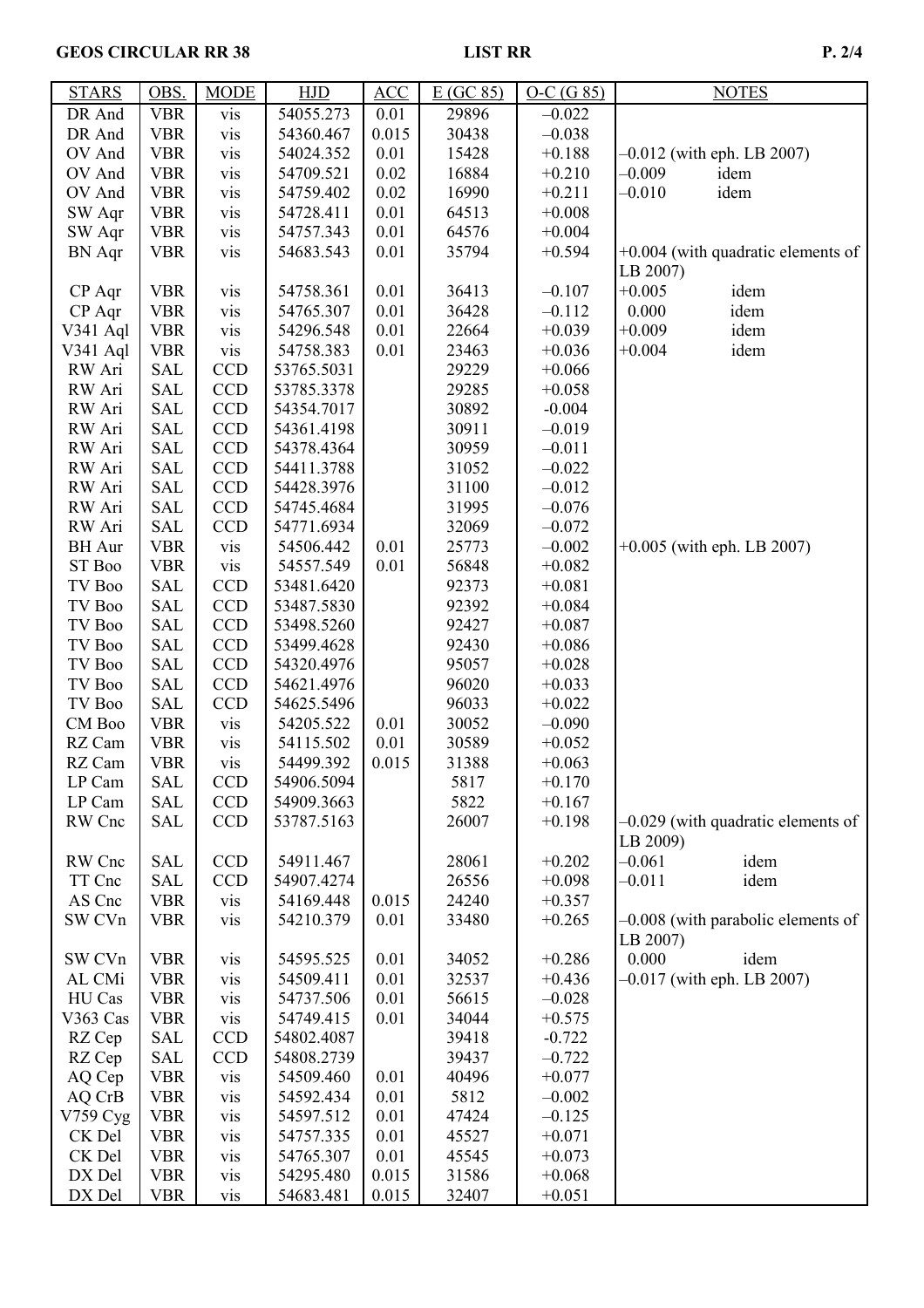| STARS | OBS. | MODE | HJD | ACC | E (GC 85) | O-C (G 85) | NOTES |
|---|---|---|---|---|---|---|---|
| DR And | VBR | vis | 54055.273 | 0.01 | 29896 | –0.022 | |
| DR And | VBR | vis | 54360.467 | 0.015 | 30438 | –0.038 | |
| OV And | VBR | vis | 54024.352 | 0.01 | 15428 | +0.188 | –0.012 (with eph. LB 2007) |
| OV And | VBR | vis | 54709.521 | 0.02 | 16884 | +0.210 | –0.009 idem |
| OV And | VBR | vis | 54759.402 | 0.02 | 16990 | +0.211 | –0.010 idem |
| SW Aqr | VBR | vis | 54728.411 | 0.01 | 64513 | +0.008 | |
| SW Aqr | VBR | vis | 54757.343 | 0.01 | 64576 | +0.004 | |
| BN Aqr | VBR | vis | 54683.543 | 0.01 | 35794 | +0.594 | +0.004 (with quadratic elements of LB 2007) |
| CP Aqr | VBR | vis | 54758.361 | 0.01 | 36413 | –0.107 | +0.005 idem |
| CP Aqr | VBR | vis | 54765.307 | 0.01 | 36428 | –0.112 | 0.000 idem |
| V341 Aql | VBR | vis | 54296.548 | 0.01 | 22664 | +0.039 | +0.009 idem |
| V341 Aql | VBR | vis | 54758.383 | 0.01 | 23463 | +0.036 | +0.004 idem |
| RW Ari | SAL | CCD | 53765.5031 | | 29229 | +0.066 | |
| RW Ari | SAL | CCD | 53785.3378 | | 29285 | +0.058 | |
| RW Ari | SAL | CCD | 54354.7017 | | 30892 | -0.004 | |
| RW Ari | SAL | CCD | 54361.4198 | | 30911 | –0.019 | |
| RW Ari | SAL | CCD | 54378.4364 | | 30959 | –0.011 | |
| RW Ari | SAL | CCD | 54411.3788 | | 31052 | –0.022 | |
| RW Ari | SAL | CCD | 54428.3976 | | 31100 | –0.012 | |
| RW Ari | SAL | CCD | 54745.4684 | | 31995 | –0.076 | |
| RW Ari | SAL | CCD | 54771.6934 | | 32069 | –0.072 | |
| BH Aur | VBR | vis | 54506.442 | 0.01 | 25773 | –0.002 | +0.005 (with eph. LB 2007) |
| ST Boo | VBR | vis | 54557.549 | 0.01 | 56848 | +0.082 | |
| TV Boo | SAL | CCD | 53481.6420 | | 92373 | +0.081 | |
| TV Boo | SAL | CCD | 53487.5830 | | 92392 | +0.084 | |
| TV Boo | SAL | CCD | 53498.5260 | | 92427 | +0.087 | |
| TV Boo | SAL | CCD | 53499.4628 | | 92430 | +0.086 | |
| TV Boo | SAL | CCD | 54320.4976 | | 95057 | +0.028 | |
| TV Boo | SAL | CCD | 54621.4976 | | 96020 | +0.033 | |
| TV Boo | SAL | CCD | 54625.5496 | | 96033 | +0.022 | |
| CM Boo | VBR | vis | 54205.522 | 0.01 | 30052 | –0.090 | |
| RZ Cam | VBR | vis | 54115.502 | 0.01 | 30589 | +0.052 | |
| RZ Cam | VBR | vis | 54499.392 | 0.015 | 31388 | +0.063 | |
| LP Cam | SAL | CCD | 54906.5094 | | 5817 | +0.170 | |
| LP Cam | SAL | CCD | 54909.3663 | | 5822 | +0.167 | |
| RW Cnc | SAL | CCD | 53787.5163 | | 26007 | +0.198 | –0.029 (with quadratic elements of LB 2009) |
| RW Cnc | SAL | CCD | 54911.467 | | 28061 | +0.202 | –0.061 idem |
| TT Cnc | SAL | CCD | 54907.4274 | | 26556 | +0.098 | –0.011 idem |
| AS Cnc | VBR | vis | 54169.448 | 0.015 | 24240 | +0.357 | |
| SW CVn | VBR | vis | 54210.379 | 0.01 | 33480 | +0.265 | –0.008 (with parabolic elements of LB 2007) |
| SW CVn | VBR | vis | 54595.525 | 0.01 | 34052 | +0.286 | 0.000 idem |
| AL CMi | VBR | vis | 54509.411 | 0.01 | 32537 | +0.436 | –0.017 (with eph. LB 2007) |
| HU Cas | VBR | vis | 54737.506 | 0.01 | 56615 | –0.028 | |
| V363 Cas | VBR | vis | 54749.415 | 0.01 | 34044 | +0.575 | |
| RZ Cep | SAL | CCD | 54802.4087 | | 39418 | -0.722 | |
| RZ Cep | SAL | CCD | 54808.2739 | | 39437 | –0.722 | |
| AQ Cep | VBR | vis | 54509.460 | 0.01 | 40496 | +0.077 | |
| AQ CrB | VBR | vis | 54592.434 | 0.01 | 5812 | –0.002 | |
| V759 Cyg | VBR | vis | 54597.512 | 0.01 | 47424 | –0.125 | |
| CK Del | VBR | vis | 54757.335 | 0.01 | 45527 | +0.071 | |
| CK Del | VBR | vis | 54765.307 | 0.01 | 45545 | +0.073 | |
| DX Del | VBR | vis | 54295.480 | 0.015 | 31586 | +0.068 | |
| DX Del | VBR | vis | 54683.481 | 0.015 | 32407 | +0.051 | |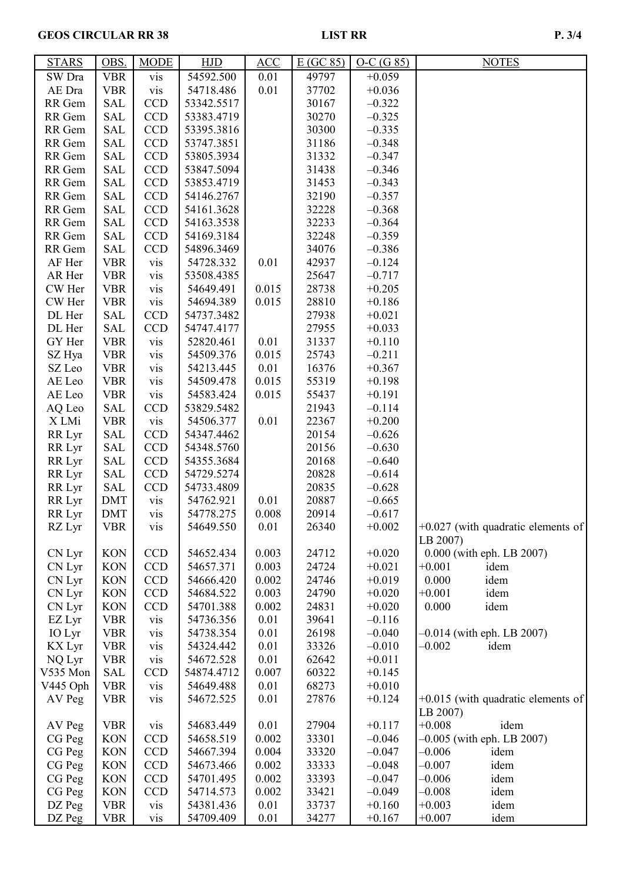| STARS | OBS. | MODE | HJD | ACC | E (GC 85) | O-C (G 85) | NOTES |
|---|---|---|---|---|---|---|---|
| SW Dra | VBR | vis | 54592.500 | 0.01 | 49797 | +0.059 | |
| AE Dra | VBR | vis | 54718.486 | 0.01 | 37702 | +0.036 | |
| RR Gem | SAL | CCD | 53342.5517 | | 30167 | –0.322 | |
| RR Gem | SAL | CCD | 53383.4719 | | 30270 | –0.325 | |
| RR Gem | SAL | CCD | 53395.3816 | | 30300 | –0.335 | |
| RR Gem | SAL | CCD | 53747.3851 | | 31186 | –0.348 | |
| RR Gem | SAL | CCD | 53805.3934 | | 31332 | –0.347 | |
| RR Gem | SAL | CCD | 53847.5094 | | 31438 | –0.346 | |
| RR Gem | SAL | CCD | 53853.4719 | | 31453 | –0.343 | |
| RR Gem | SAL | CCD | 54146.2767 | | 32190 | –0.357 | |
| RR Gem | SAL | CCD | 54161.3628 | | 32228 | –0.368 | |
| RR Gem | SAL | CCD | 54163.3538 | | 32233 | –0.364 | |
| RR Gem | SAL | CCD | 54169.3184 | | 32248 | –0.359 | |
| RR Gem | SAL | CCD | 54896.3469 | | 34076 | –0.386 | |
| AF Her | VBR | vis | 54728.332 | 0.01 | 42937 | –0.124 | |
| AR Her | VBR | vis | 53508.4385 | | 25647 | –0.717 | |
| CW Her | VBR | vis | 54649.491 | 0.015 | 28738 | +0.205 | |
| CW Her | VBR | vis | 54694.389 | 0.015 | 28810 | +0.186 | |
| DL Her | SAL | CCD | 54737.3482 | | 27938 | +0.021 | |
| DL Her | SAL | CCD | 54747.4177 | | 27955 | +0.033 | |
| GY Her | VBR | vis | 52820.461 | 0.01 | 31337 | +0.110 | |
| SZ Hya | VBR | vis | 54509.376 | 0.015 | 25743 | –0.211 | |
| SZ Leo | VBR | vis | 54213.445 | 0.01 | 16376 | +0.367 | |
| AE Leo | VBR | vis | 54509.478 | 0.015 | 55319 | +0.198 | |
| AE Leo | VBR | vis | 54583.424 | 0.015 | 55437 | +0.191 | |
| AQ Leo | SAL | CCD | 53829.5482 | | 21943 | –0.114 | |
| X LMi | VBR | vis | 54506.377 | 0.01 | 22367 | +0.200 | |
| RR Lyr | SAL | CCD | 54347.4462 | | 20154 | –0.626 | |
| RR Lyr | SAL | CCD | 54348.5760 | | 20156 | –0.630 | |
| RR Lyr | SAL | CCD | 54355.3684 | | 20168 | –0.640 | |
| RR Lyr | SAL | CCD | 54729.5274 | | 20828 | –0.614 | |
| RR Lyr | SAL | CCD | 54733.4809 | | 20835 | –0.628 | |
| RR Lyr | DMT | vis | 54762.921 | 0.01 | 20887 | –0.665 | |
| RR Lyr | DMT | vis | 54778.275 | 0.008 | 20914 | –0.617 | |
| RZ Lyr | VBR | vis | 54649.550 | 0.01 | 26340 | +0.002 | +0.027 (with quadratic elements of LB 2007) |
| CN Lyr | KON | CCD | 54652.434 | 0.003 | 24712 | +0.020 | 0.000 (with eph. LB 2007) |
| CN Lyr | KON | CCD | 54657.371 | 0.003 | 24724 | +0.021 | +0.001 idem |
| CN Lyr | KON | CCD | 54666.420 | 0.002 | 24746 | +0.019 | 0.000 idem |
| CN Lyr | KON | CCD | 54684.522 | 0.003 | 24790 | +0.020 | +0.001 idem |
| CN Lyr | KON | CCD | 54701.388 | 0.002 | 24831 | +0.020 | 0.000 idem |
| EZ Lyr | VBR | vis | 54736.356 | 0.01 | 39641 | –0.116 | |
| IO Lyr | VBR | vis | 54738.354 | 0.01 | 26198 | –0.040 | –0.014 (with eph. LB 2007) |
| KX Lyr | VBR | vis | 54324.442 | 0.01 | 33326 | –0.010 | –0.002 idem |
| NQ Lyr | VBR | vis | 54672.528 | 0.01 | 62642 | +0.011 | |
| V535 Mon | SAL | CCD | 54874.4712 | 0.007 | 60322 | +0.145 | |
| V445 Oph | VBR | vis | 54649.488 | 0.01 | 68273 | +0.010 | |
| AV Peg | VBR | vis | 54672.525 | 0.01 | 27876 | +0.124 | +0.015 (with quadratic elements of LB 2007) |
| AV Peg | VBR | vis | 54683.449 | 0.01 | 27904 | +0.117 | +0.008 idem |
| CG Peg | KON | CCD | 54658.519 | 0.002 | 33301 | –0.046 | –0.005 (with eph. LB 2007) |
| CG Peg | KON | CCD | 54667.394 | 0.004 | 33320 | –0.047 | –0.006 idem |
| CG Peg | KON | CCD | 54673.466 | 0.002 | 33333 | –0.048 | –0.007 idem |
| CG Peg | KON | CCD | 54701.495 | 0.002 | 33393 | –0.047 | –0.006 idem |
| CG Peg | KON | CCD | 54714.573 | 0.002 | 33421 | –0.049 | –0.008 idem |
| DZ Peg | VBR | vis | 54381.436 | 0.01 | 33737 | +0.160 | +0.003 idem |
| DZ Peg | VBR | vis | 54709.409 | 0.01 | 34277 | +0.167 | +0.007 idem |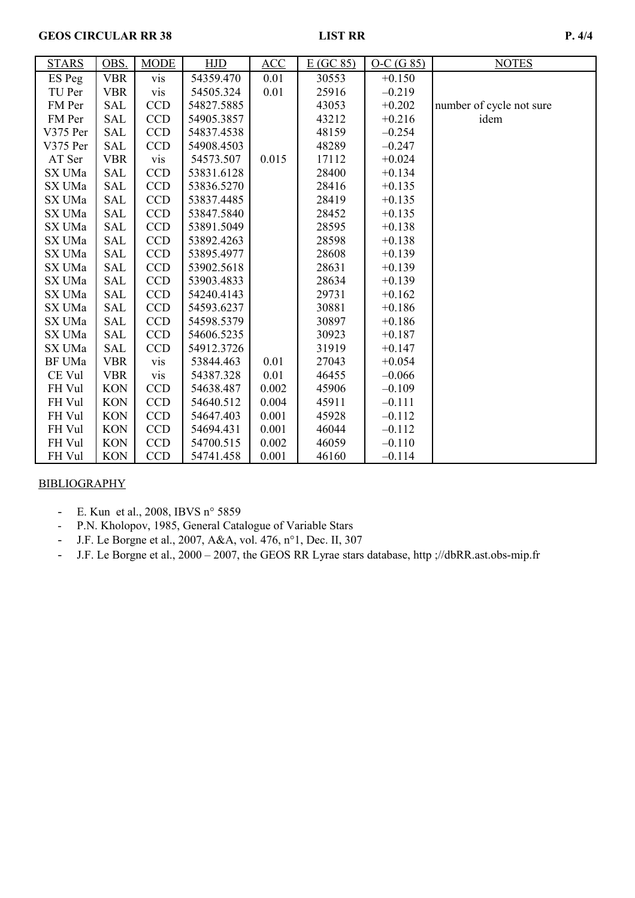| STARS | OBS. | MODE | HJD | ACC | E (GC 85) | O-C (G 85) | NOTES |
|---|---|---|---|---|---|---|---|
| ES Peg | VBR | vis | 54359.470 | 0.01 | 30553 | +0.150 | |
| TU Per | VBR | vis | 54505.324 | 0.01 | 25916 | –0.219 | |
| FM Per | SAL | CCD | 54827.5885 | | 43053 | +0.202 | number of cycle not sure |
| FM Per | SAL | CCD | 54905.3857 | | 43212 | +0.216 | idem |
| V375 Per | SAL | CCD | 54837.4538 | | 48159 | –0.254 | |
| V375 Per | SAL | CCD | 54908.4503 | | 48289 | –0.247 | |
| AT Ser | VBR | vis | 54573.507 | 0.015 | 17112 | +0.024 | |
| SX UMa | SAL | CCD | 53831.6128 | | 28400 | +0.134 | |
| SX UMa | SAL | CCD | 53836.5270 | | 28416 | +0.135 | |
| SX UMa | SAL | CCD | 53837.4485 | | 28419 | +0.135 | |
| SX UMa | SAL | CCD | 53847.5840 | | 28452 | +0.135 | |
| SX UMa | SAL | CCD | 53891.5049 | | 28595 | +0.138 | |
| SX UMa | SAL | CCD | 53892.4263 | | 28598 | +0.138 | |
| SX UMa | SAL | CCD | 53895.4977 | | 28608 | +0.139 | |
| SX UMa | SAL | CCD | 53902.5618 | | 28631 | +0.139 | |
| SX UMa | SAL | CCD | 53903.4833 | | 28634 | +0.139 | |
| SX UMa | SAL | CCD | 54240.4143 | | 29731 | +0.162 | |
| SX UMa | SAL | CCD | 54593.6237 | | 30881 | +0.186 | |
| SX UMa | SAL | CCD | 54598.5379 | | 30897 | +0.186 | |
| SX UMa | SAL | CCD | 54606.5235 | | 30923 | +0.187 | |
| SX UMa | SAL | CCD | 54912.3726 | | 31919 | +0.147 | |
| BF UMa | VBR | vis | 53844.463 | 0.01 | 27043 | +0.054 | |
| CE Vul | VBR | vis | 54387.328 | 0.01 | 46455 | –0.066 | |
| FH Vul | KON | CCD | 54638.487 | 0.002 | 45906 | –0.109 | |
| FH Vul | KON | CCD | 54640.512 | 0.004 | 45911 | –0.111 | |
| FH Vul | KON | CCD | 54647.403 | 0.001 | 45928 | –0.112 | |
| FH Vul | KON | CCD | 54694.431 | 0.001 | 46044 | –0.112 | |
| FH Vul | KON | CCD | 54700.515 | 0.002 | 46059 | –0.110 | |
| FH Vul | KON | CCD | 54741.458 | 0.001 | 46160 | –0.114 | |

BIBLIOGRAPHY

- E. Kun et al., 2008, IBVS n° 5859
- P.N. Kholopov, 1985, General Catalogue of Variable Stars
- J.F. Le Borgne et al., 2007, A&A, vol. 476, n°1, Dec. II, 307
- J.F. Le Borgne et al., 2000 – 2007, the GEOS RR Lyrae stars database, http ;//dbRR.ast.obs-mip.fr